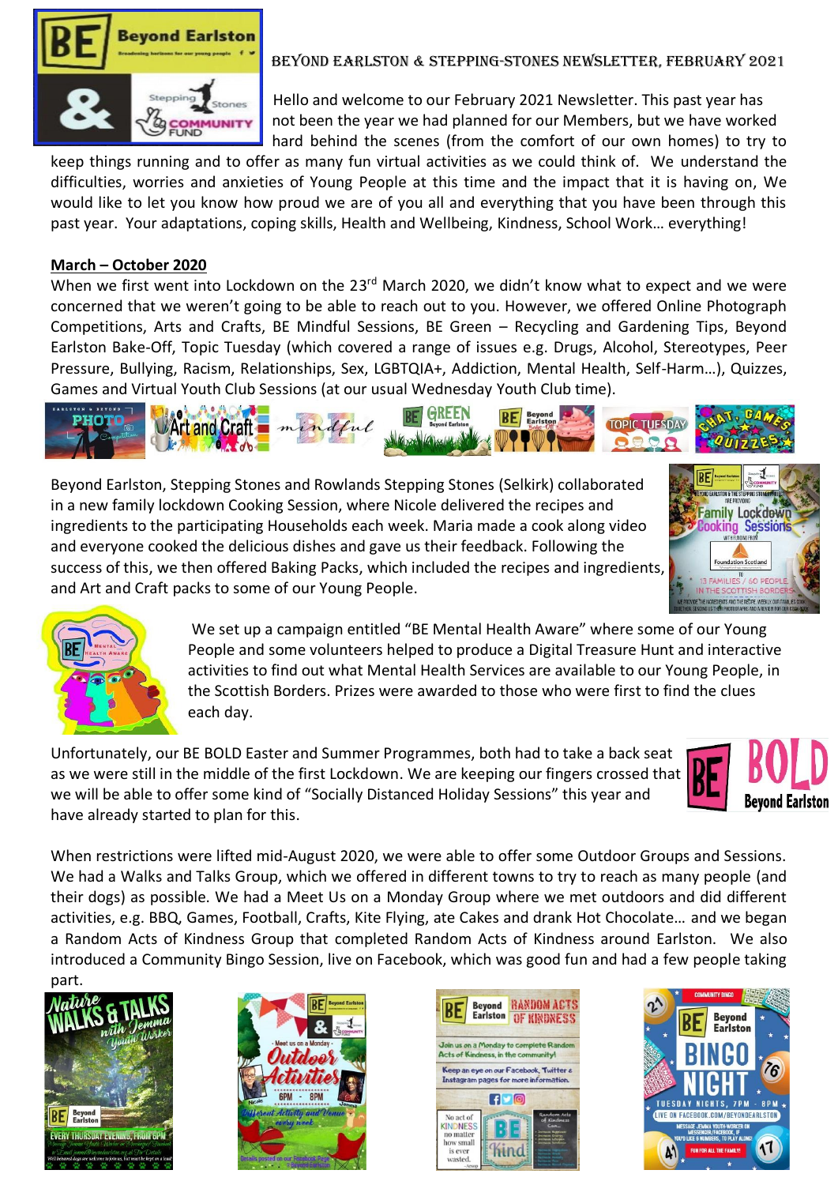# BEYOND EARLSTON & STEPPING-STONES NEWSLETTER, FEBRUARY 2021

Hello and welcome to our February 2021 Newsletter. This past year has not been the year we had planned for our Members, but we have worked hard behind the scenes (from the comfort of our own homes) to try to keep things running and to offer as many fun virtual activities as we could think of. We understand the difficulties, worries and anxieties of Young People at this time and the impact that it is having on, We would like to let you know how proud we are of you all and everything that you have been through this past year. Your adaptations, coping skills, Health and Wellbeing, Kindness, School Work… everything!

## March – October 2020

When we first went into Lockdown on the 23rd March 2020, we didn't know what to expect and we were concerned that we weren't going to be able to reach out to you. However, we offered Online Photograph Competitions, Arts and Crafts, BE Mindful Sessions, BE Green – Recycling and Gardening Tips, Beyond Earlston Bake-Off, Topic Tuesday (which covered a range of issues e.g. Drugs, Alcohol, Stereotypes, Peer Pressure, Bullying, Racism, Relationships, Sex, LGBTQIA+, Addiction, Mental Health, Self-Harm…), Quizzes, Games and Virtual Youth Club Sessions (at our usual Wednesday Youth Club time).

Beyond Earlston, Stepping Stones and Rowlands Stepping Stones (Selkirk) collaborated in a new family lockdown Cooking Session, where Nicole delivered the recipes and ingredients to the participating Households each week. Maria made a cook along video and everyone cooked the delicious dishes and gave us their feedback. Following the success of this, we then offered Baking Packs, which included the recipes and ingredients, and Art and Craft packs to some of our Young People.

We set up a campaign entitled "BE Mental Health Aware" where some of our Young People and some volunteers helped to produce a Digital Treasure Hunt and interactive activities to find out what Mental Health Services are available to our Young People, in the Scottish Borders. Prizes were awarded to those who were first to find the clues each day.

Unfortunately, our BE BOLD Easter and Summer Programmes, both had to take a back seat as we were still in the middle of the first Lockdown. We are keeping our fingers crossed that we will be able to offer some kind of "Socially Distanced Holiday Sessions" this year and have already started to plan for this.

When restrictions were lifted mid-August 2020, we were able to offer some Outdoor Groups and Sessions. We had a Walks and Talks Group, which we offered in different towns to try to reach as many people (and their dogs) as possible. We had a Meet Us on a Monday Group where we met outdoors and did different activities, e.g. BBQ, Games, Football, Crafts, Kite Flying, ate Cakes and drank Hot Chocolate… and we began a Random Acts of Kindness Group that completed Random Acts of Kindness around Earlston. We also introduced a Community Bingo Session, live on Facebook, which was good fun and had a few people taking part.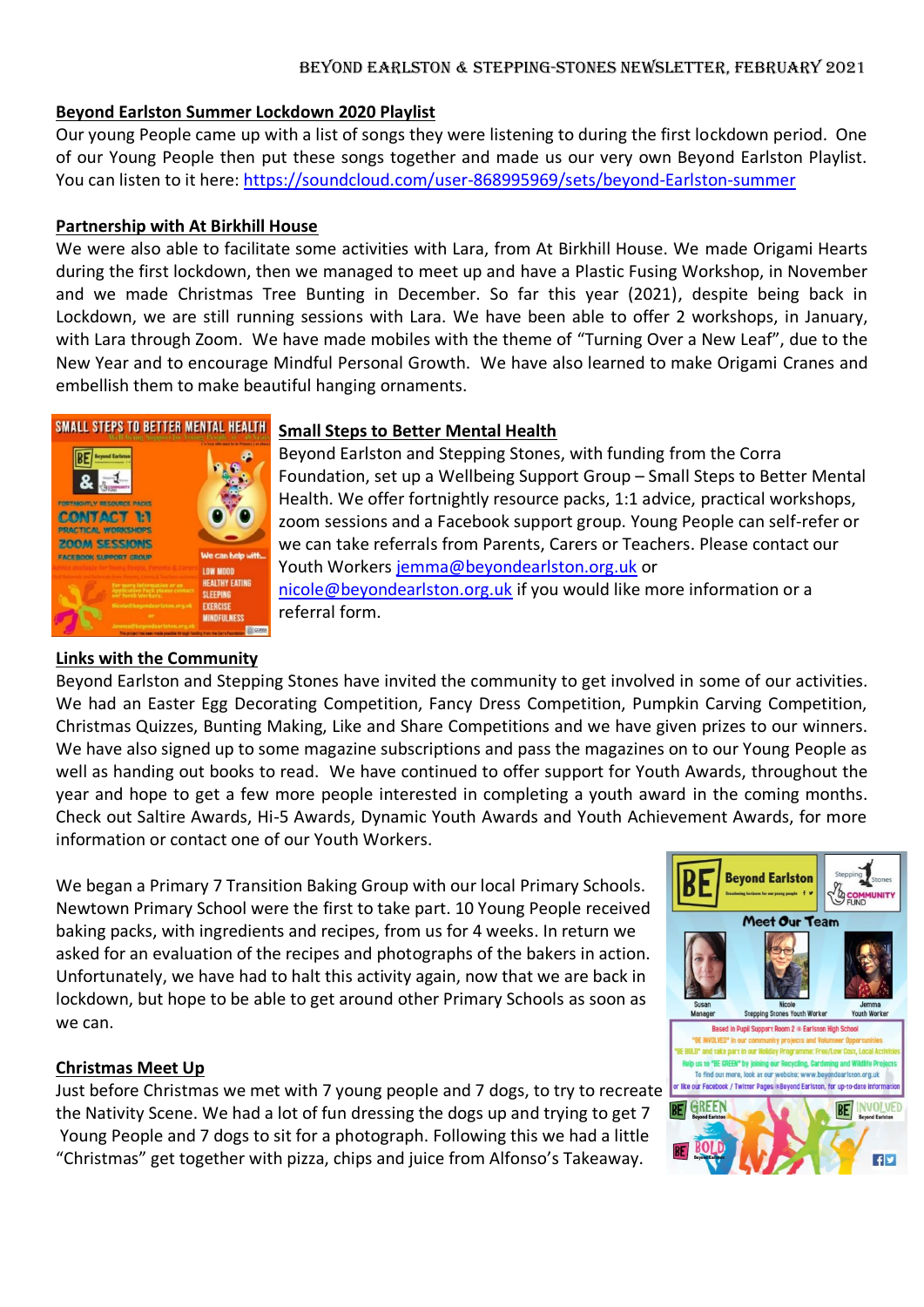## Beyond Earlston Summer Lockdown 2020 Playlist

Our young People came up with a list of songs they were listening to during the first lockdown period. One of our Young People then put these songs together and made us our very own Beyond Earlston Playlist. You can listen to it here: https://soundcloud.com/user-868995969/sets/beyond-Earlston-summer

## Partnership with At Birkhill House

We were also able to facilitate some activities with Lara, from At Birkhill House. We made Origami Hearts during the first lockdown, then we managed to meet up and have a Plastic Fusing Workshop, in November and we made Christmas Tree Bunting in December. So far this year (2021), despite being back in Lockdown, we are still running sessions with Lara. We have been able to offer 2 workshops, in January, with Lara through Zoom. We have made mobiles with the theme of "Turning Over a New Leaf", due to the New Year and to encourage Mindful Personal Growth. We have also learned to make Origami Cranes and embellish them to make beautiful hanging ornaments.

## Small Steps to Better Mental Health

Beyond Earlston and Stepping Stones, with funding from the Corra Foundation, set up a Wellbeing Support Group – Small Steps to Better Mental Health. We offer fortnightly resource packs, 1:1 advice, practical workshops, zoom sessions and a Facebook support group. Young People can self-refer or we can take referrals from Parents, Carers or Teachers. Please contact our Youth Workers jemma@beyondearlston.org.uk or nicole@beyondearlston.org.uk if you would like more information or a referral form.

## Links with the Community

Beyond Earlston and Stepping Stones have invited the community to get involved in some of our activities. We had an Easter Egg Decorating Competition, Fancy Dress Competition, Pumpkin Carving Competition, Christmas Quizzes, Bunting Making, Like and Share Competitions and we have given prizes to our winners. We have also signed up to some magazine subscriptions and pass the magazines on to our Young People as well as handing out books to read. We have continued to offer support for Youth Awards, throughout the year and hope to get a few more people interested in completing a youth award in the coming months. Check out Saltire Awards, Hi-5 Awards, Dynamic Youth Awards and Youth Achievement Awards, for more information or contact one of our Youth Workers.

We began a Primary 7 Transition Baking Group with our local Primary Schools. Newtown Primary School were the first to take part. 10 Young People received baking packs, with ingredients and recipes, from us for 4 weeks. In return we asked for an evaluation of the recipes and photographs of the bakers in action. Unfortunately, we have had to halt this activity again, now that we are back in lockdown, but hope to be able to get around other Primary Schools as soon as we can.

## Christmas Meet Up

Just before Christmas we met with 7 young people and 7 dogs, to try to recreate the Nativity Scene. We had a lot of fun dressing the dogs up and trying to get 7 Young People and 7 dogs to sit for a photograph. Following this we had a little "Christmas" get together with pizza, chips and juice from Alfonso's Takeaway.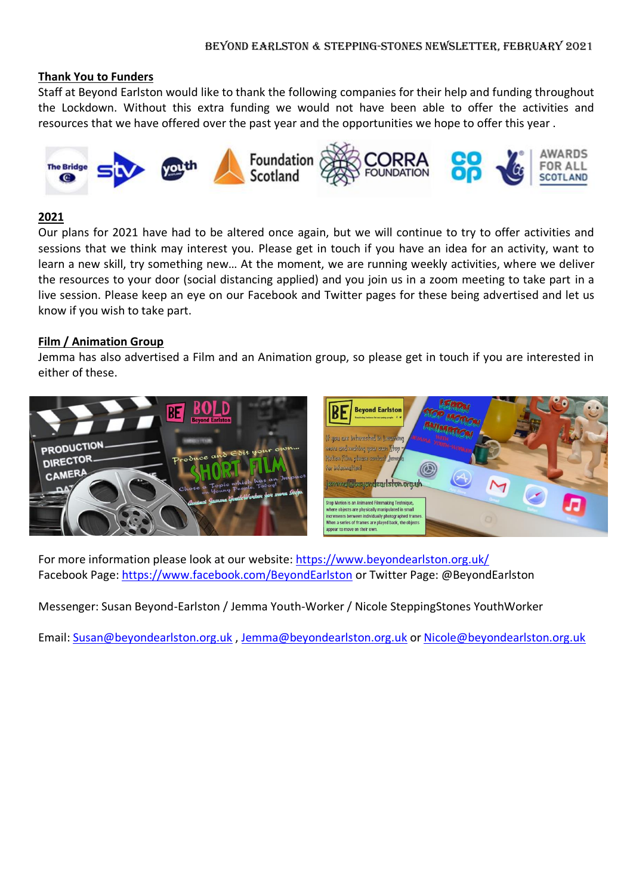## Thank You to Funders

Staff at Beyond Earlston would like to thank the following companies for their help and funding throughout the Lockdown. Without this extra funding we would not have been able to offer the activities and resources that we have offered over the past year and the opportunities we hope to offer this year .

## 2021

Our plans for 2021 have had to be altered once again, but we will continue to try to offer activities and sessions that we think may interest you. Please get in touch if you have an idea for an activity, want to learn a new skill, try something new… At the moment, we are running weekly activities, where we deliver the resources to your door (social distancing applied) and you join us in a zoom meeting to take part in a live session. Please keep an eye on our Facebook and Twitter pages for these being advertised and let us know if you wish to take part.

## Film / Animation Group

Jemma has also advertised a Film and an Animation group, so please get in touch if you are interested in either of these.

For more information please look at our website: https://www.beyondearlston.org.uk/
Facebook Page: https://www.facebook.com/BeyondEarlston or Twitter Page: @BeyondEarlston

Messenger: Susan Beyond-Earlston / Jemma Youth-Worker / Nicole SteppingStones YouthWorker

Email: Susan@beyondearlston.org.uk , Jemma@beyondearlston.org.uk or Nicole@beyondearlston.org.uk